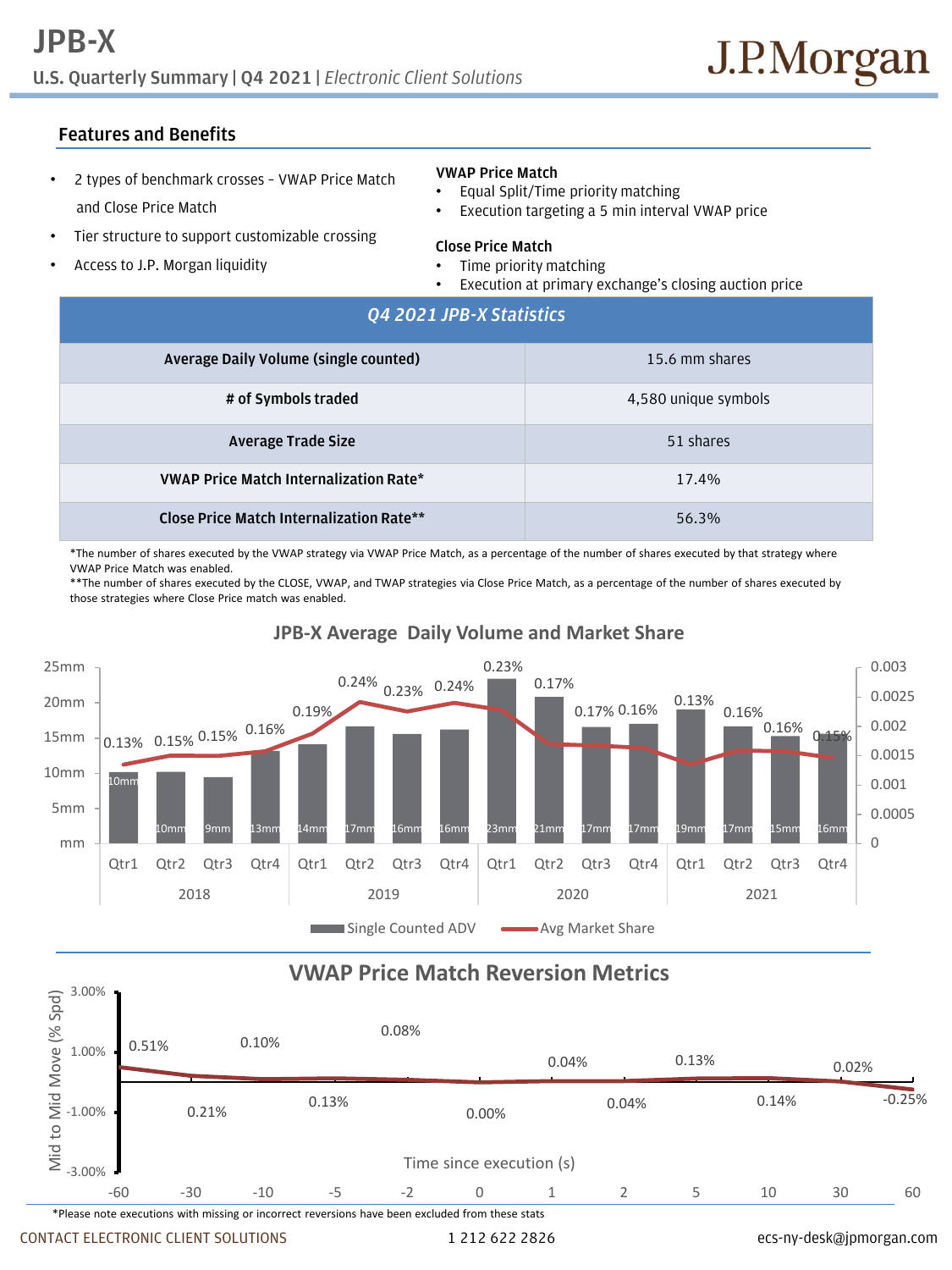# JPB-X

**U.S. Quarterly Summary | Q4 2021 |** *Electronic Client Solutions*

## Features and Benefits

- 2 types of benchmark crosses – VWAP Price Match and Close Price Match
- Tier structure to support customizable crossing
- Access to J.P. Morgan liquidity

**VWAP Price Match**

- Equal Split/Time priority matching
- Execution targeting a 5 min interval VWAP price

**Close Price Match**

- Time priority matching
- Execution at primary exchange's closing auction price

| *Q4 2021 JPB-X Statistics* | |
|---|---|
| **Average Daily Volume (single counted)** | 15.6 mm shares |
| **# of Symbols traded** | 4,580 unique symbols |
| **Average Trade Size** | 51 shares |
| **VWAP Price Match Internalization Rate*** | 17.4% |
| **Close Price Match Internalization Rate**** | 56.3% |

*The number of shares executed by the VWAP strategy via VWAP Price Match, as a percentage of the number of shares executed by that strategy where VWAP Price Match was enabled.

**The number of shares executed by the CLOSE, VWAP, and TWAP strategies via Close Price Match, as a percentage of the number of shares executed by those strategies where Close Price match was enabled.

## JPB-X Average Daily Volume and Market Share

| Year | Quarter | Single Counted ADV | Avg Market Share |
|---|---|---|---|
| 2018 | Qtr1 | 10mm | 0.13% |
| 2018 | Qtr2 | 10mm | 0.15% |
| 2018 | Qtr3 | 9mm | 0.15% |
| 2018 | Qtr4 | 13mm | 0.16% |
| 2019 | Qtr1 | 14mm | 0.19% |
| 2019 | Qtr2 | 17mm | 0.24% |
| 2019 | Qtr3 | 16mm | 0.23% |
| 2019 | Qtr4 | 16mm | 0.24% |
| 2020 | Qtr1 | 23mm | 0.23% |
| 2020 | Qtr2 | 21mm | 0.17% |
| 2020 | Qtr3 | 17mm | 0.17% |
| 2020 | Qtr4 | 17mm | 0.16% |
| 2021 | Qtr1 | 19mm | 0.13% |
| 2021 | Qtr2 | 17mm | 0.16% |
| 2021 | Qtr3 | 15mm | 0.16% |
| 2021 | Qtr4 | 16mm | 0.15% |

## VWAP Price Match Reversion Metrics

Mid to Mid Move (% Spd) vs. Time since execution (s)

| Time since execution (s) | -60 | -30 | -10 | -5 | -2 | 0 | 1 | 2 | 5 | 10 | 30 | 60 |
|---|---|---|---|---|---|---|---|---|---|---|---|---|
| Mid to Mid Move (% Spd) | 0.51% | 0.21% | 0.10% | 0.13% | 0.08% | 0.00% | 0.04% | 0.04% | 0.13% | 0.14% | 0.02% | -0.25% |

*Please note executions with missing or incorrect reversions have been excluded from these stats

CONTACT ELECTRONIC CLIENT SOLUTIONS 1 212 622 2826 ecs-ny-desk@jpmorgan.com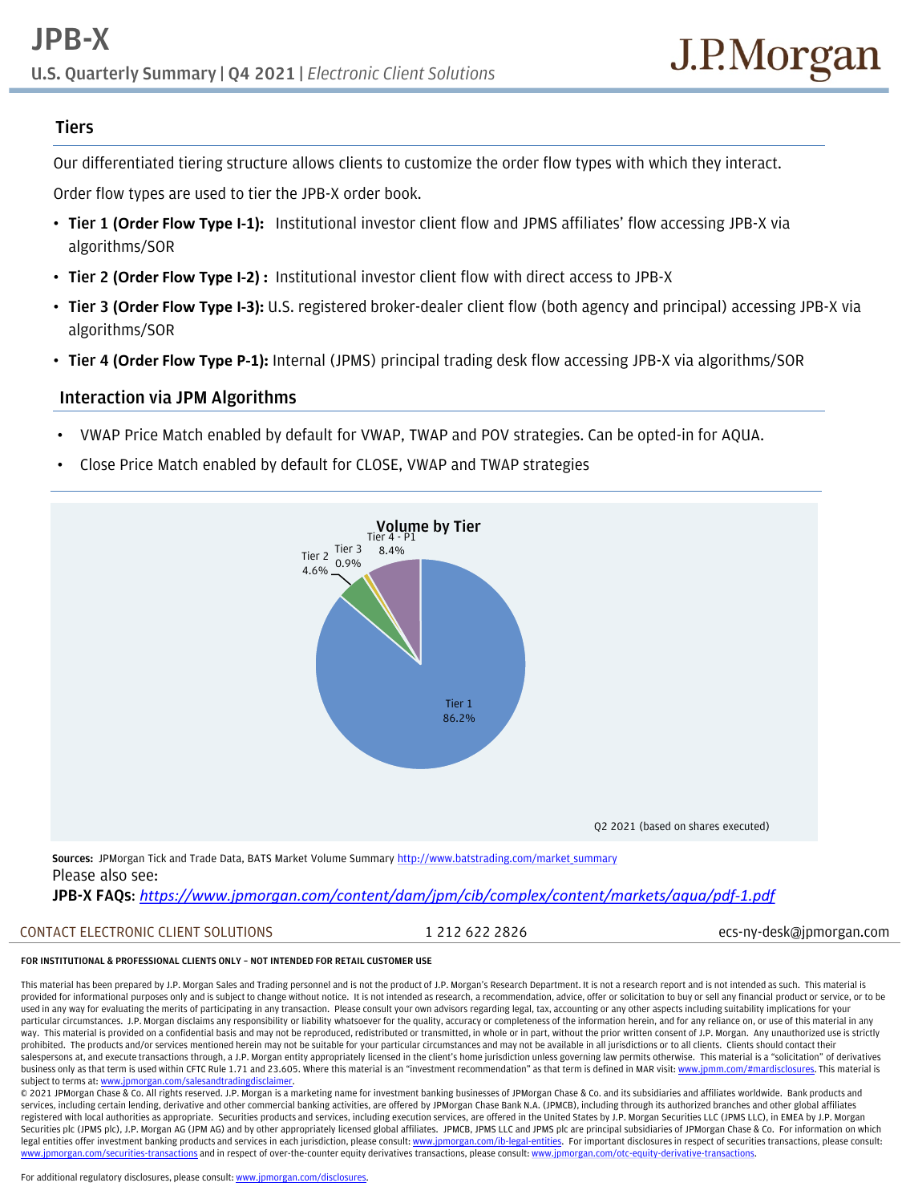## Tiers

Our differentiated tiering structure allows clients to customize the order flow types with which they interact.

Order flow types are used to tier the JPB-X order book.

- **Tier 1 (Order Flow Type I-1):** Institutional investor client flow and JPMS affiliates' flow accessing JPB-X via algorithms/SOR
- **Tier 2 (Order Flow Type I-2) :** Institutional investor client flow with direct access to JPB-X
- **Tier 3 (Order Flow Type I-3):** U.S. registered broker-dealer client flow (both agency and principal) accessing JPB-X via algorithms/SOR
- **Tier 4 (Order Flow Type P-1):** Internal (JPMS) principal trading desk flow accessing JPB-X via algorithms/SOR

## Interaction via JPM Algorithms

- VWAP Price Match enabled by default for VWAP, TWAP and POV strategies. Can be opted-in for AQUA.
- Close Price Match enabled by default for CLOSE, VWAP and TWAP strategies

**Volume by Tier**

Tier 1
86.2%

Tier 2
4.6%

Tier 3
0.9%

Tier 4 - P1
8.4%

Q2 2021 (based on shares executed)

**Sources:** JPMorgan Tick and Trade Data, BATS Market Volume Summary http://www.batstrading.com/market_summary

Please also see:

**JPB-X FAQs**: *https://www.jpmorgan.com/content/dam/jpm/cib/complex/content/markets/aqua/pdf-1.pdf*

CONTACT ELECTRONIC CLIENT SOLUTIONS    1 212 622 2826    ecs-ny-desk@jpmorgan.com

**FOR INSTITUTIONAL & PROFESSIONAL CLIENTS ONLY – NOT INTENDED FOR RETAIL CUSTOMER USE**

This material has been prepared by J.P. Morgan Sales and Trading personnel and is not the product of J.P. Morgan's Research Department. It is not a research report and is not intended as such. This material is provided for informational purposes only and is subject to change without notice. It is not intended as research, a recommendation, advice, offer or solicitation to buy or sell any financial product or service, or to be used in any way for evaluating the merits of participating in any transaction. Please consult your own advisors regarding legal, tax, accounting or any other aspects including suitability implications for your particular circumstances. J.P. Morgan disclaims any responsibility or liability whatsoever for the quality, accuracy or completeness of the information herein, and for any reliance on, or use of this material in any way. This material is provided on a confidential basis and may not be reproduced, redistributed or transmitted, in whole or in part, without the prior written consent of J.P. Morgan. Any unauthorized use is strictly prohibited. The products and/or services mentioned herein may not be suitable for your particular circumstances and may not be available in all jurisdictions or to all clients. Clients should contact their salespersons at, and execute transactions through, a J.P. Morgan entity appropriately licensed in the client's home jurisdiction unless governing law permits otherwise. This material is a "solicitation" of derivatives business only as that term is used within CFTC Rule 1.71 and 23.605. Where this material is an "investment recommendation" as that term is defined in MAR visit: www.jpmm.com/#mardisclosures. This material is subject to terms at: www.jpmorgan.com/salesandtradingdisclaimer.

© 2021 JPMorgan Chase & Co. All rights reserved. J.P. Morgan is a marketing name for investment banking businesses of JPMorgan Chase & Co. and its subsidiaries and affiliates worldwide. Bank products and services, including certain lending, derivative and other commercial banking activities, are offered by JPMorgan Chase Bank N.A. (JPMCB), including through its authorized branches and other global affiliates registered with local authorities as appropriate. Securities products and services, including execution services, are offered in the United States by J.P. Morgan Securities LLC (JPMS LLC), in EMEA by J.P. Morgan Securities plc (JPMS plc), J.P. Morgan AG (JPM AG) and by other appropriately licensed global affiliates. JPMCB, JPMS LLC and JPMS plc are principal subsidiaries of JPMorgan Chase & Co. For information on which legal entities offer investment banking products and services in each jurisdiction, please consult: www.jpmorgan.com/ib-legal-entities. For important disclosures in respect of securities transactions, please consult: www.jpmorgan.com/securities-transactions and in respect of over-the-counter equity derivatives transactions, please consult: www.jpmorgan.com/otc-equity-derivative-transactions.

For additional regulatory disclosures, please consult: www.jpmorgan.com/disclosures.